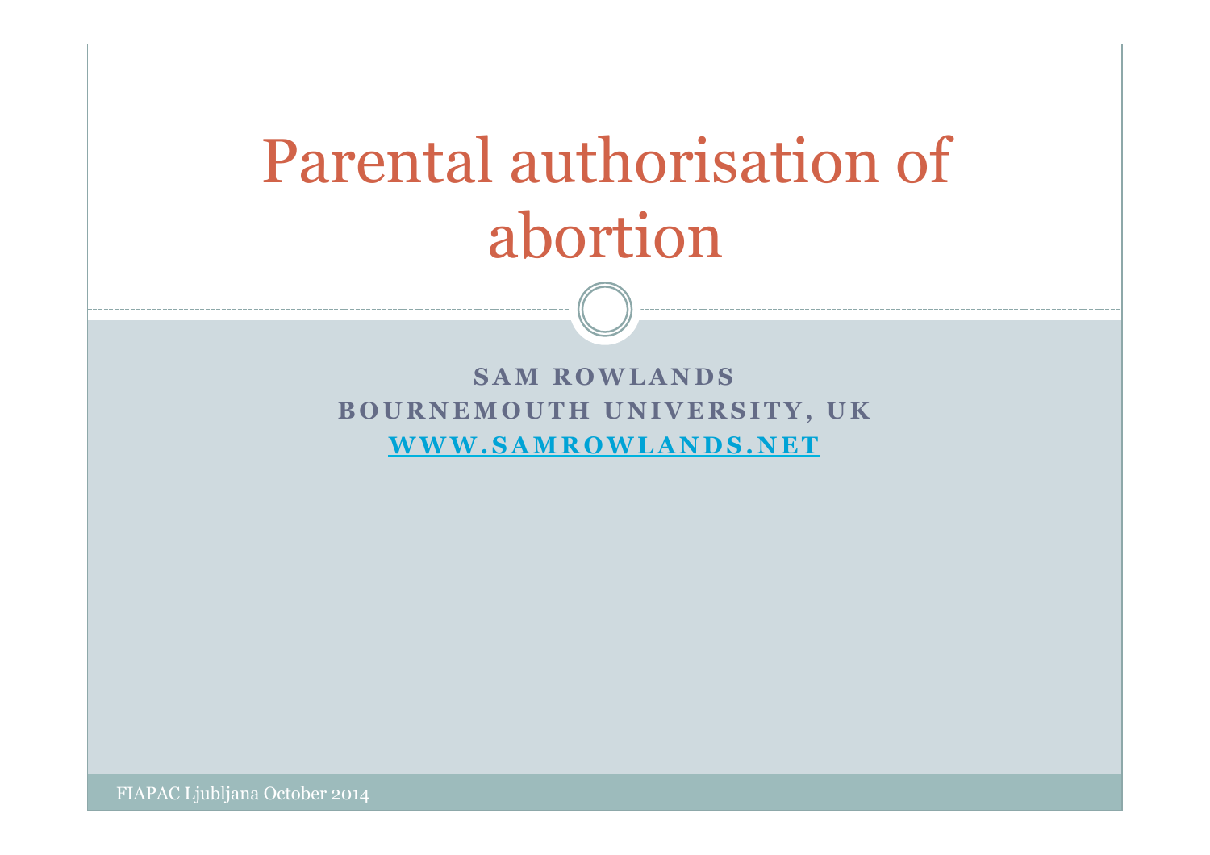# Parental authorisation of abortion

**SAM ROWLANDS**
**BOURNEMOUTH UNIVERSITY, UK**
**WWW.SAMROWLANDS.NET**

FIAPAC Ljubljana October 2014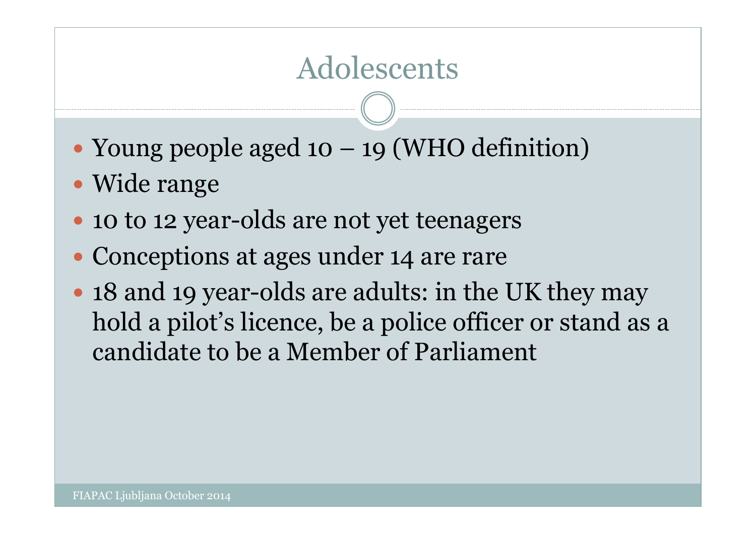# Adolescents

- Young people aged 10 – 19 (WHO definition)
- Wide range
- 10 to 12 year-olds are not yet teenagers
- Conceptions at ages under 14 are rare
- 18 and 19 year-olds are adults: in the UK they may hold a pilot's licence, be a police officer or stand as a candidate to be a Member of Parliament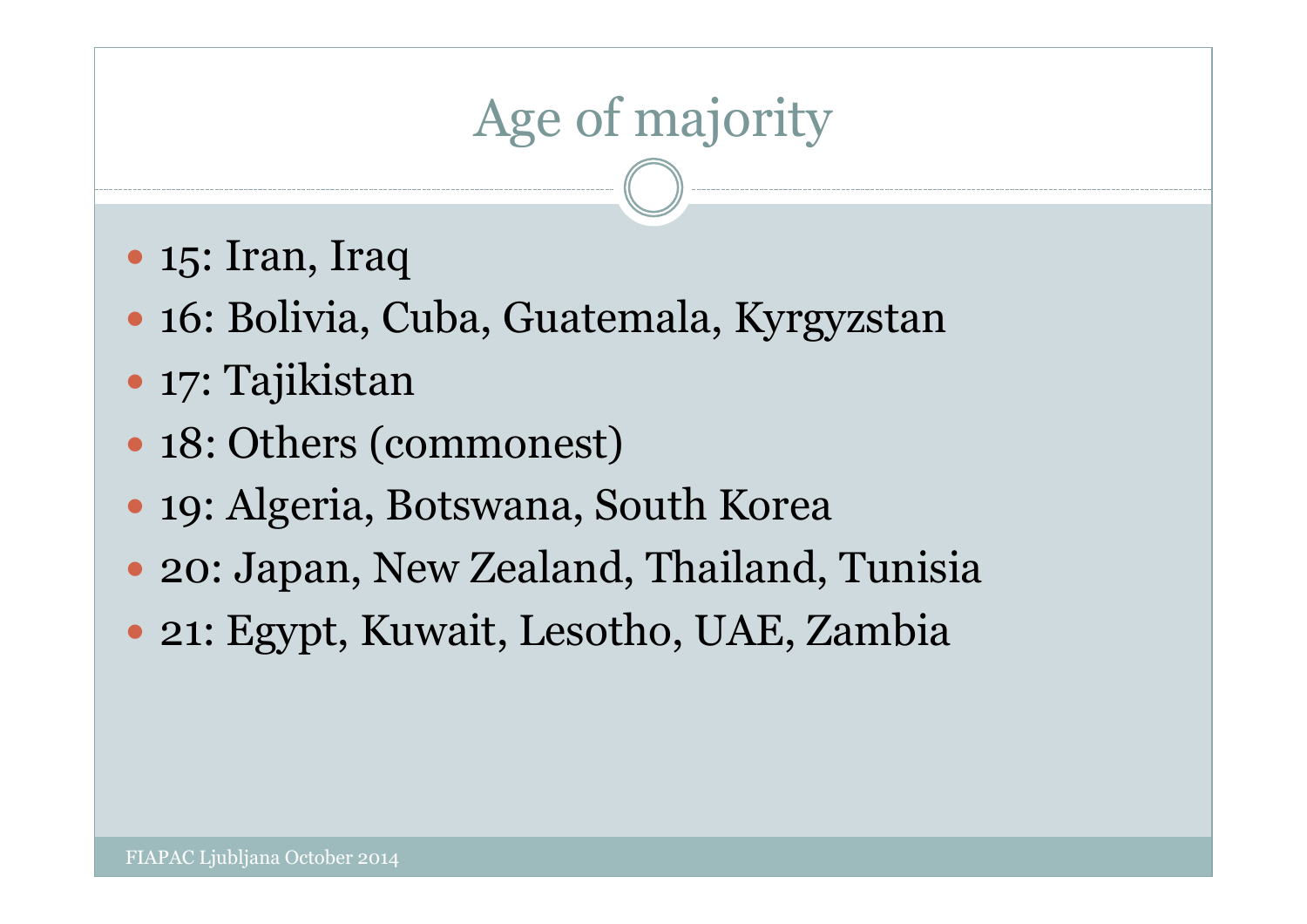# Age of majority

- 15: Iran, Iraq
- 16: Bolivia, Cuba, Guatemala, Kyrgyzstan
- 17: Tajikistan
- 18: Others (commonest)
- 19: Algeria, Botswana, South Korea
- 20: Japan, New Zealand, Thailand, Tunisia
- 21: Egypt, Kuwait, Lesotho, UAE, Zambia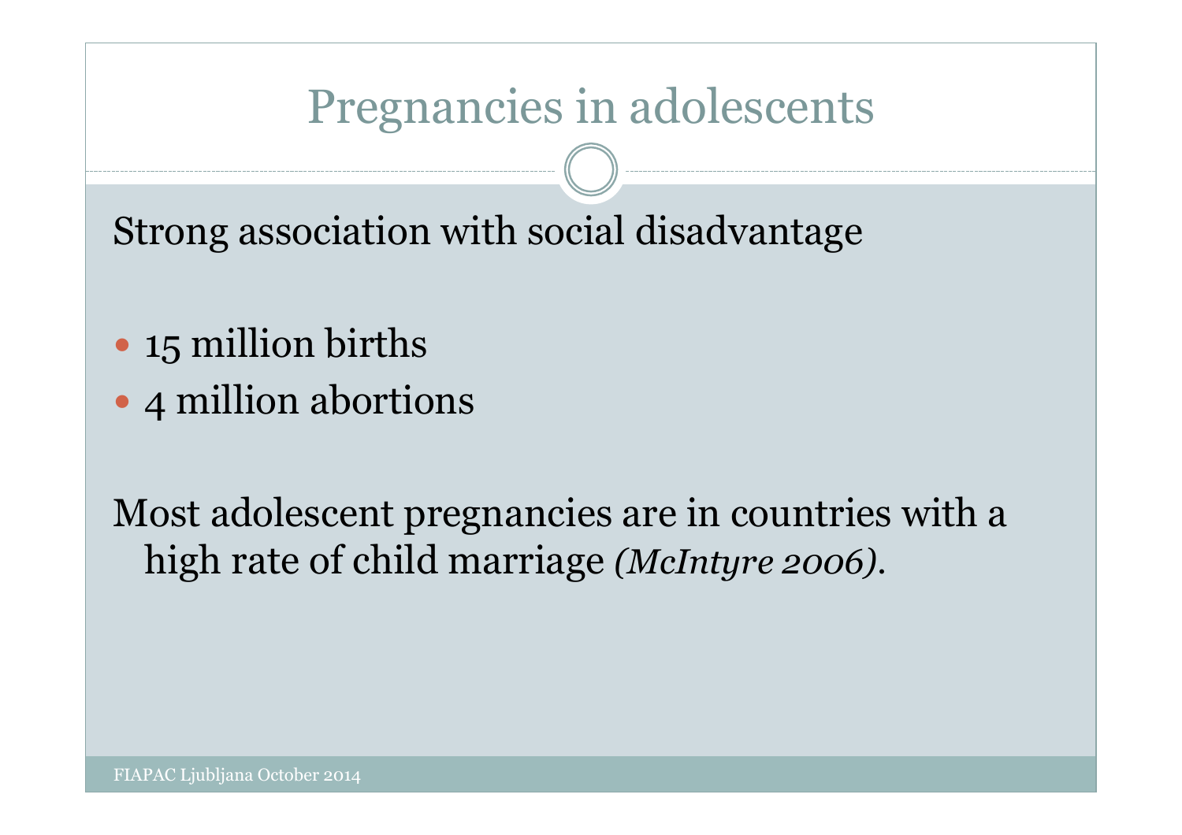# Pregnancies in adolescents

Strong association with social disadvantage

- 15 million births
- 4 million abortions

Most adolescent pregnancies are in countries with a high rate of child marriage *(McIntyre 2006)*.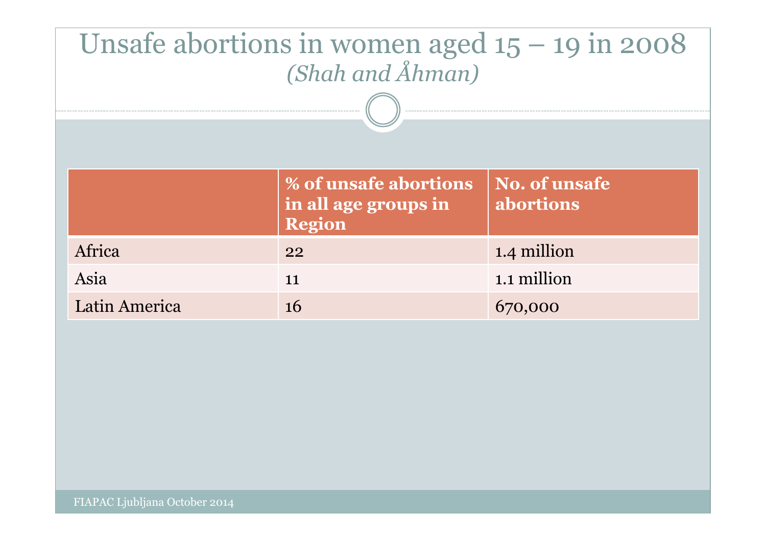# Unsafe abortions in women aged 15 – 19 in 2008

*(Shah and Åhman)*

| | % of unsafe abortions in all age groups in Region | No. of unsafe abortions |
|---|---|---|
| Africa | 22 | 1.4 million |
| Asia | 11 | 1.1 million |
| Latin America | 16 | 670,000 |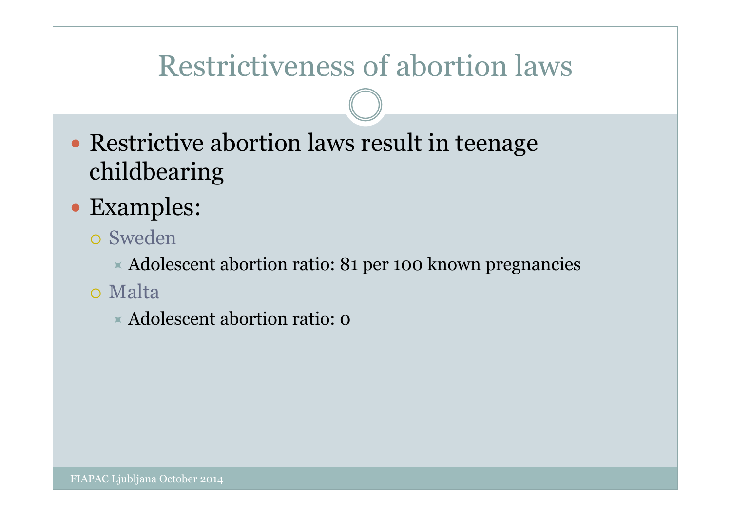# Restrictiveness of abortion laws

- Restrictive abortion laws result in teenage childbearing
- Examples:
  - Sweden
    - Adolescent abortion ratio: 81 per 100 known pregnancies
  - Malta
    - Adolescent abortion ratio: 0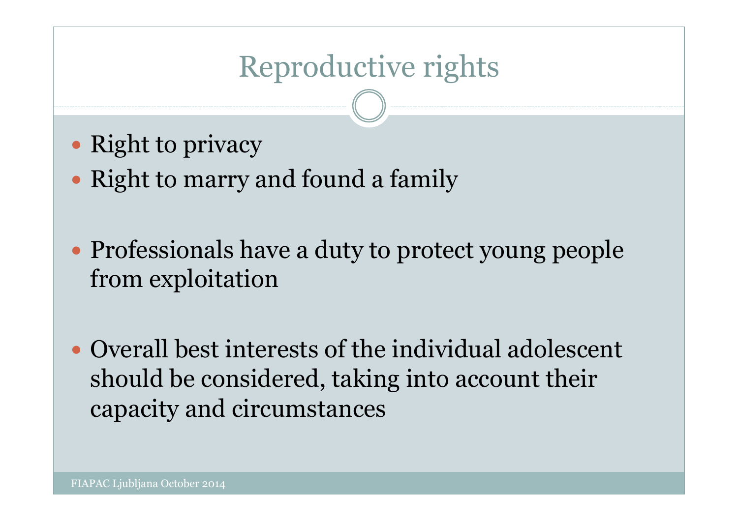# Reproductive rights

- Right to privacy
- Right to marry and found a family

- Professionals have a duty to protect young people from exploitation

- Overall best interests of the individual adolescent should be considered, taking into account their capacity and circumstances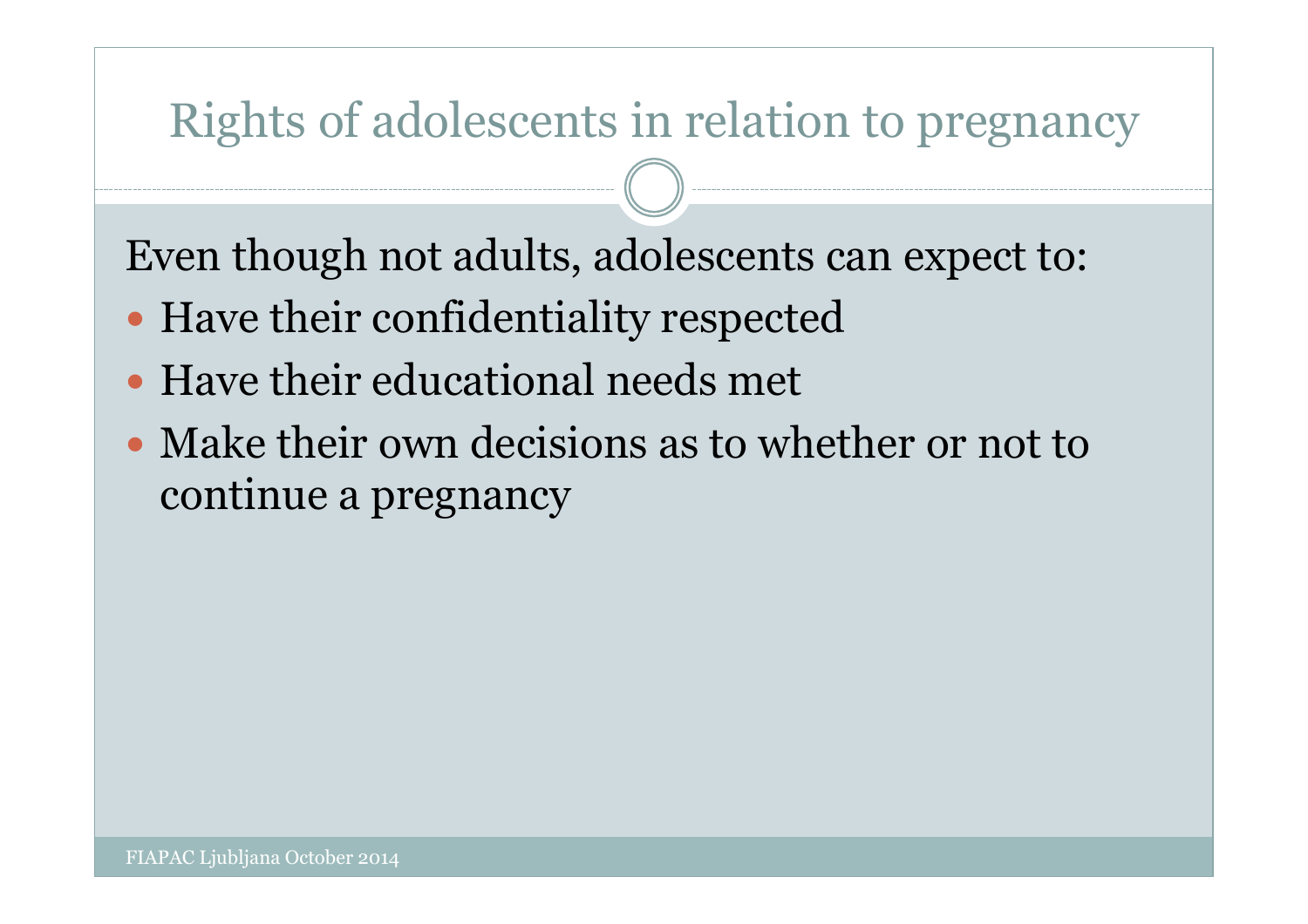# Rights of adolescents in relation to pregnancy

Even though not adults, adolescents can expect to:

- Have their confidentiality respected
- Have their educational needs met
- Make their own decisions as to whether or not to continue a pregnancy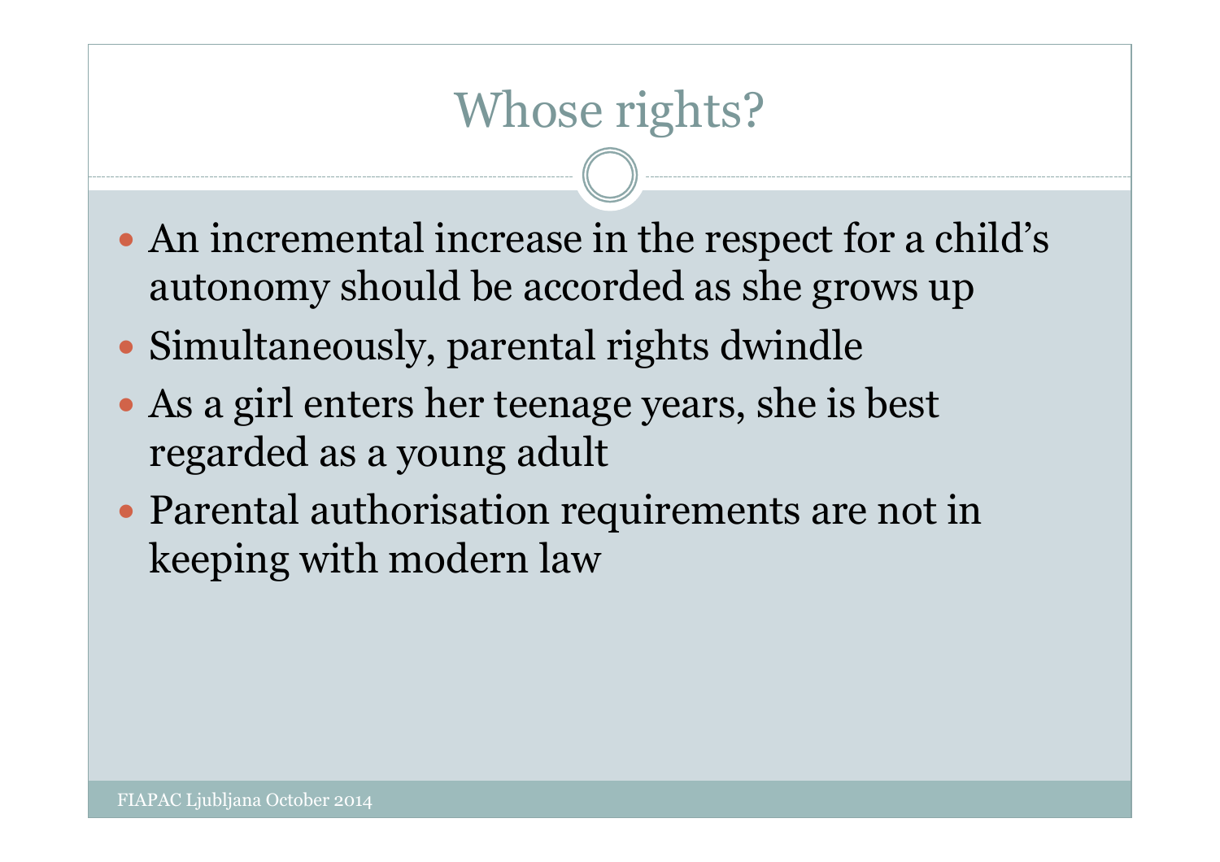# Whose rights?

- An incremental increase in the respect for a child's autonomy should be accorded as she grows up
- Simultaneously, parental rights dwindle
- As a girl enters her teenage years, she is best regarded as a young adult
- Parental authorisation requirements are not in keeping with modern law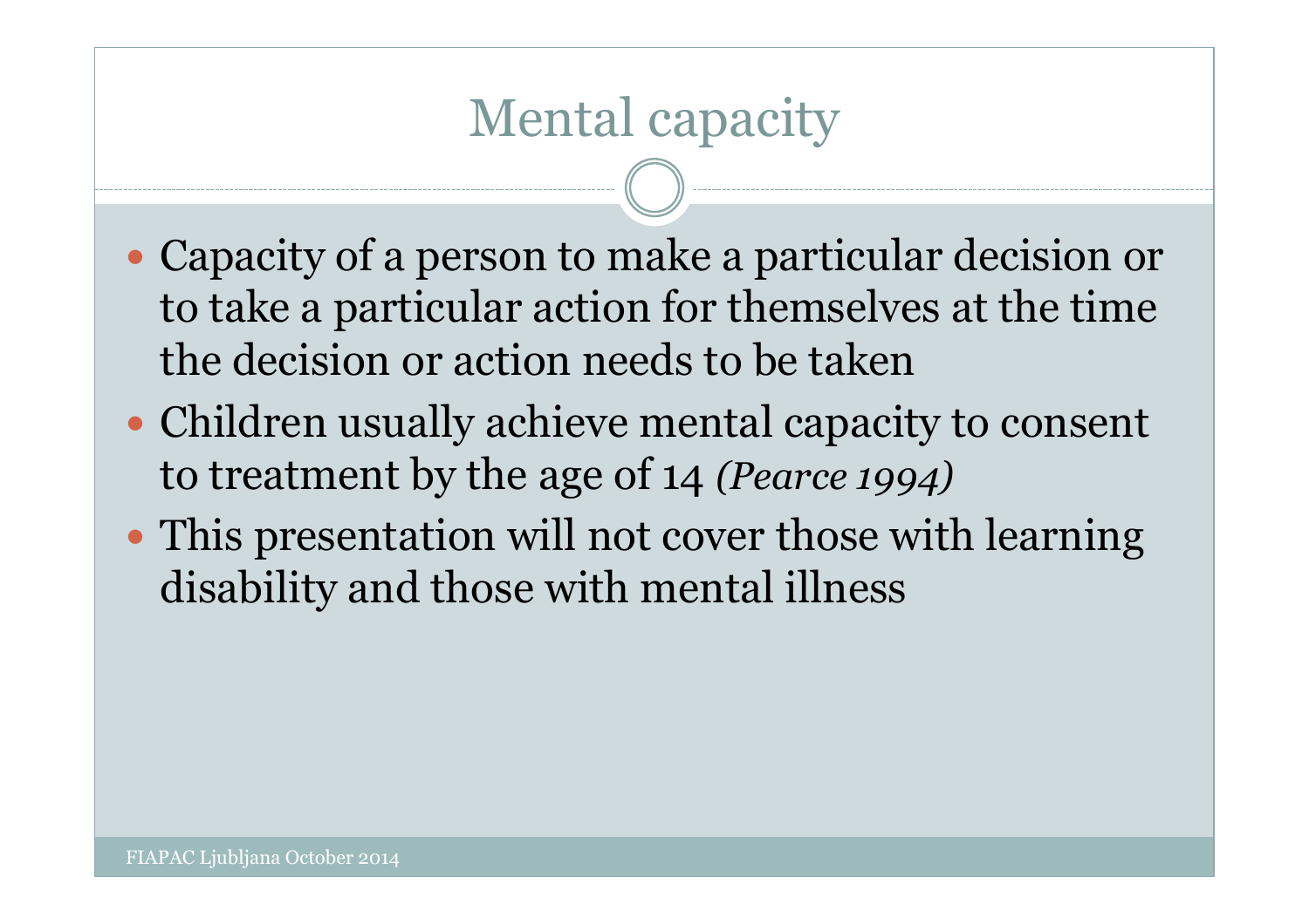# Mental capacity

- Capacity of a person to make a particular decision or to take a particular action for themselves at the time the decision or action needs to be taken
- Children usually achieve mental capacity to consent to treatment by the age of 14 *(Pearce 1994)*
- This presentation will not cover those with learning disability and those with mental illness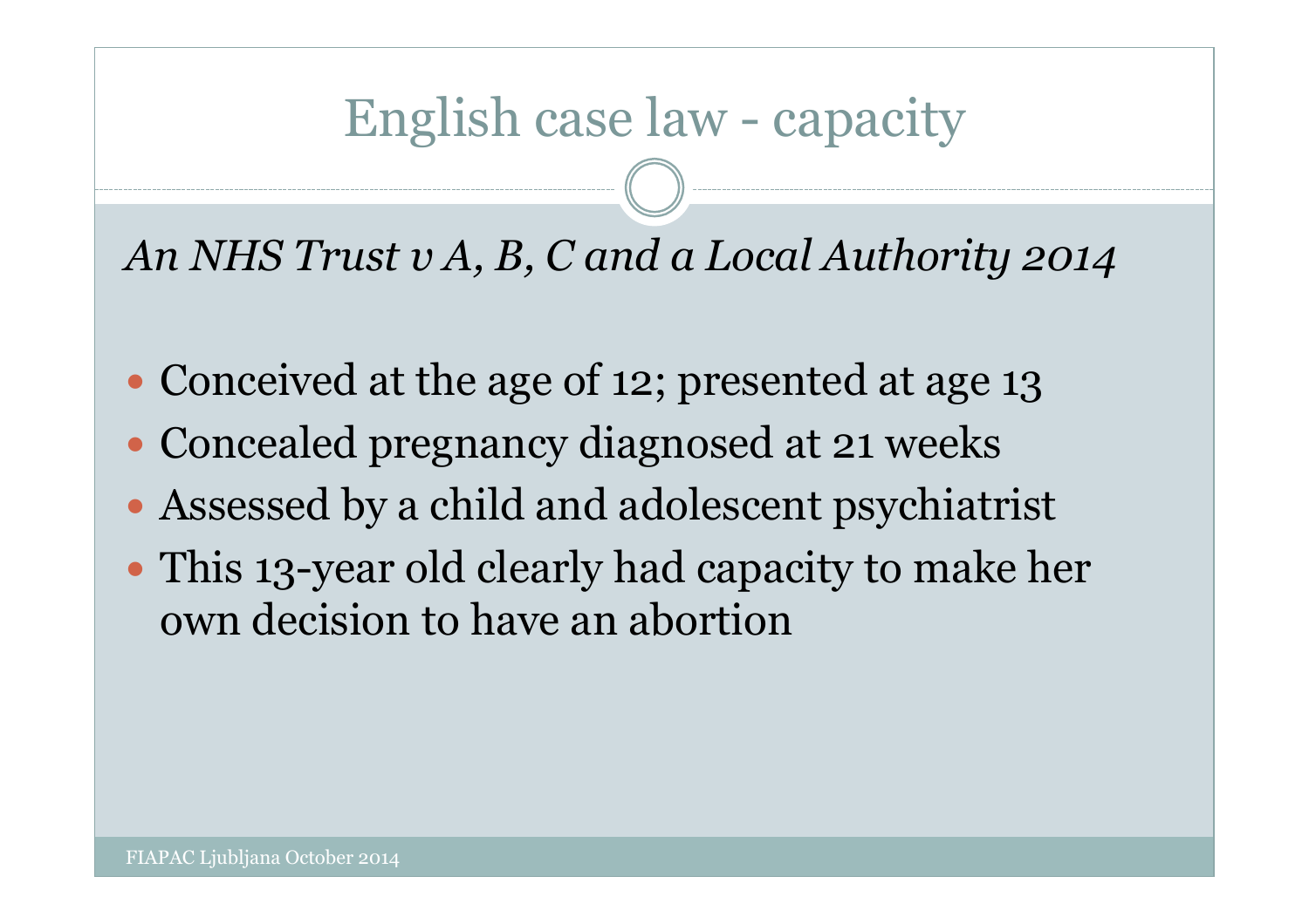# English case law - capacity

*An NHS Trust v A, B, C and a Local Authority 2014*

- Conceived at the age of 12; presented at age 13
- Concealed pregnancy diagnosed at 21 weeks
- Assessed by a child and adolescent psychiatrist
- This 13-year old clearly had capacity to make her own decision to have an abortion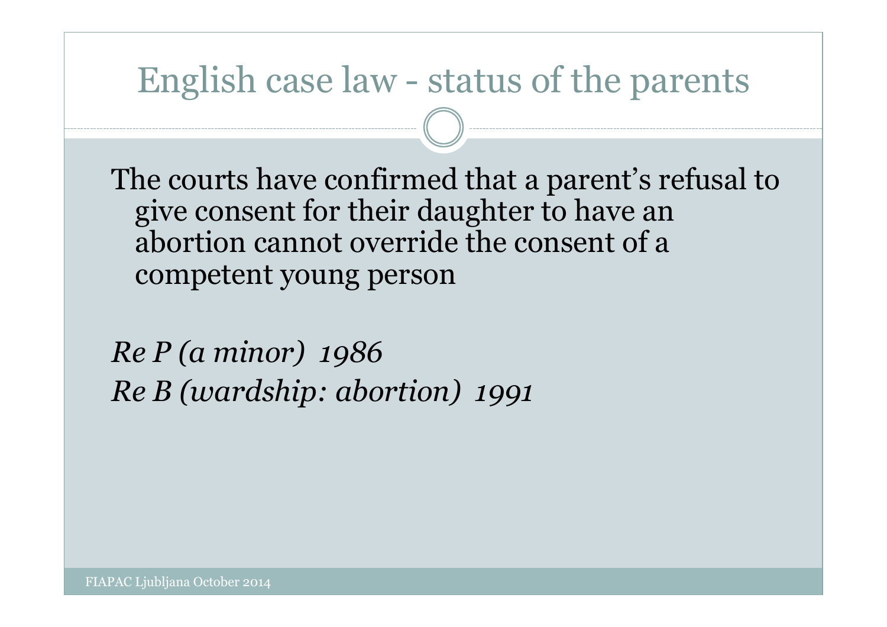# English case law - status of the parents

The courts have confirmed that a parent's refusal to give consent for their daughter to have an abortion cannot override the consent of a competent young person

*Re P (a minor) 1986*
*Re B (wardship: abortion) 1991*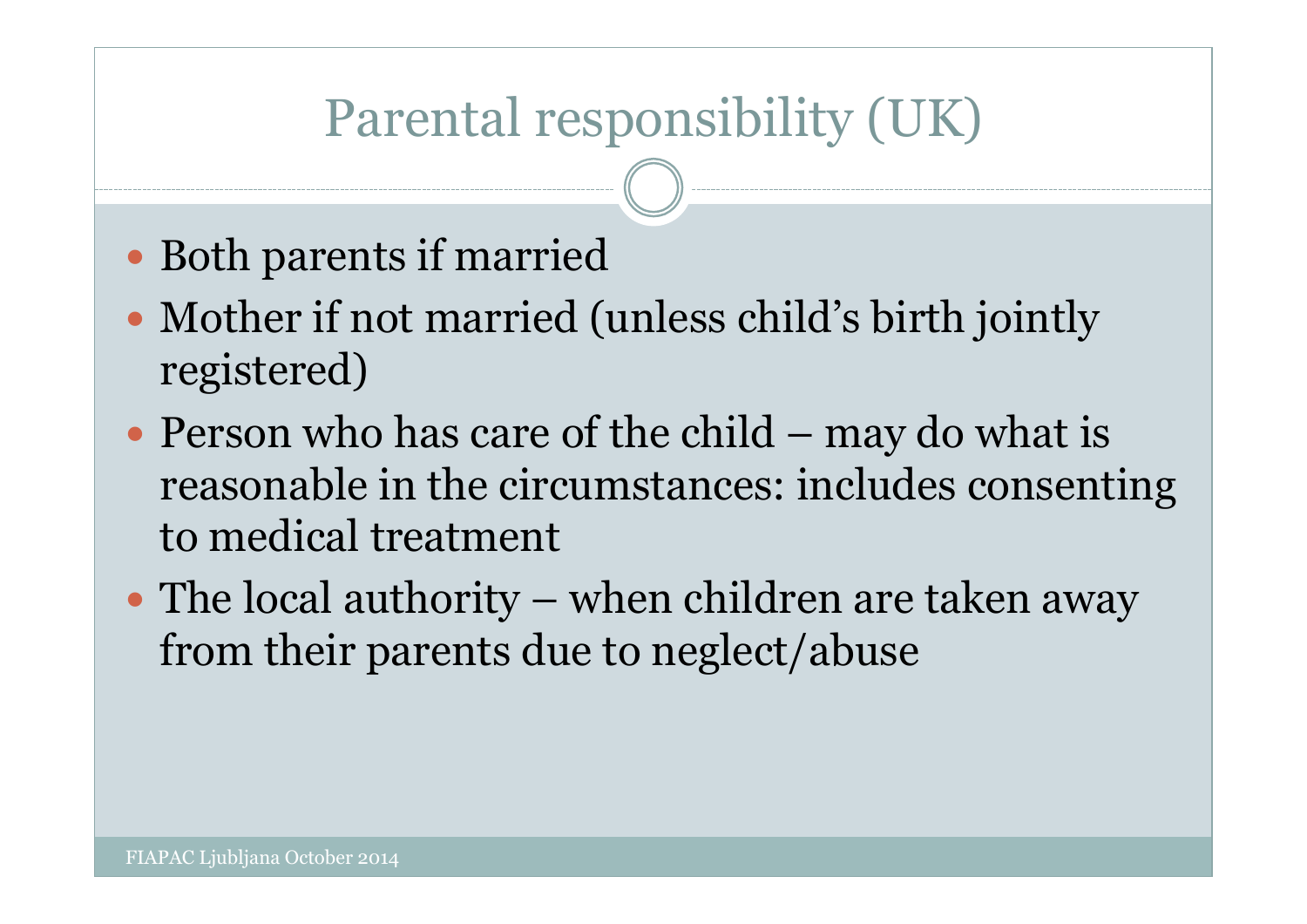# Parental responsibility (UK)

- Both parents if married
- Mother if not married (unless child's birth jointly registered)
- Person who has care of the child – may do what is reasonable in the circumstances: includes consenting to medical treatment
- The local authority – when children are taken away from their parents due to neglect/abuse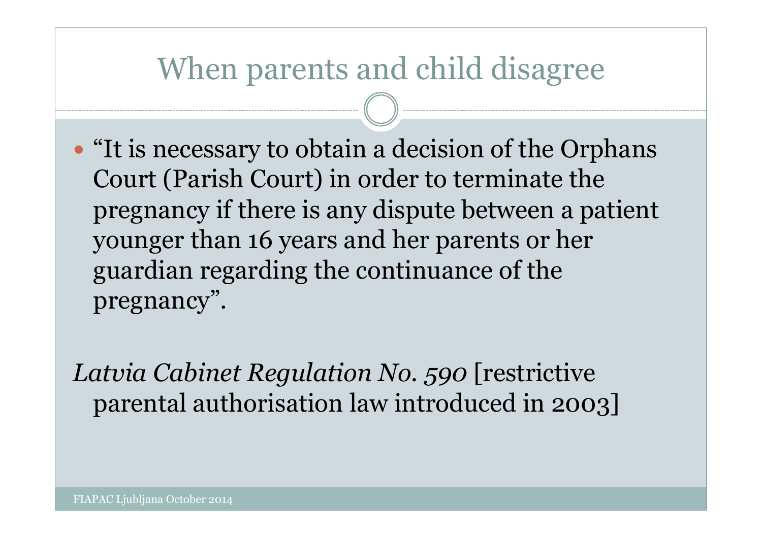# When parents and child disagree

- "It is necessary to obtain a decision of the Orphans Court (Parish Court) in order to terminate the pregnancy if there is any dispute between a patient younger than 16 years and her parents or her guardian regarding the continuance of the pregnancy".

*Latvia Cabinet Regulation No. 590* [restrictive parental authorisation law introduced in 2003]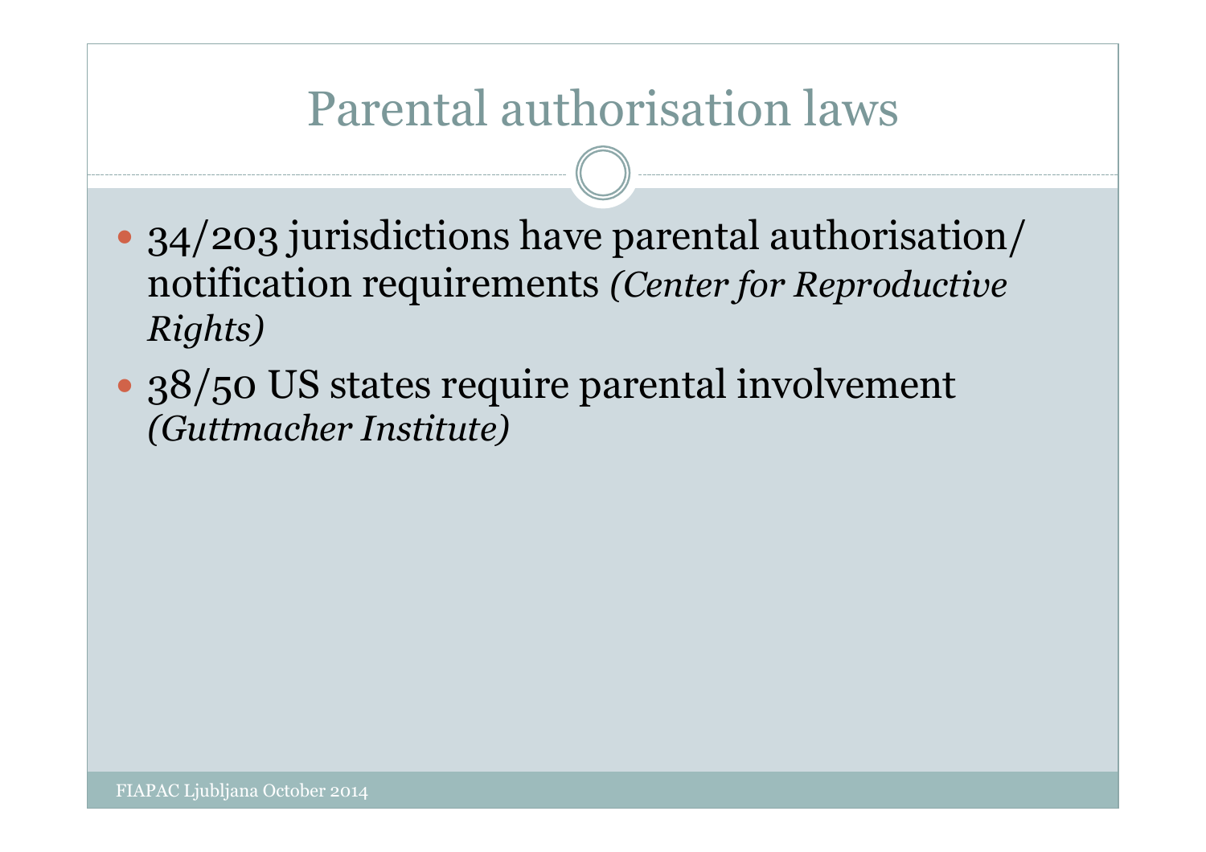# Parental authorisation laws

- 34/203 jurisdictions have parental authorisation/ notification requirements *(Center for Reproductive Rights)*
- 38/50 US states require parental involvement *(Guttmacher Institute)*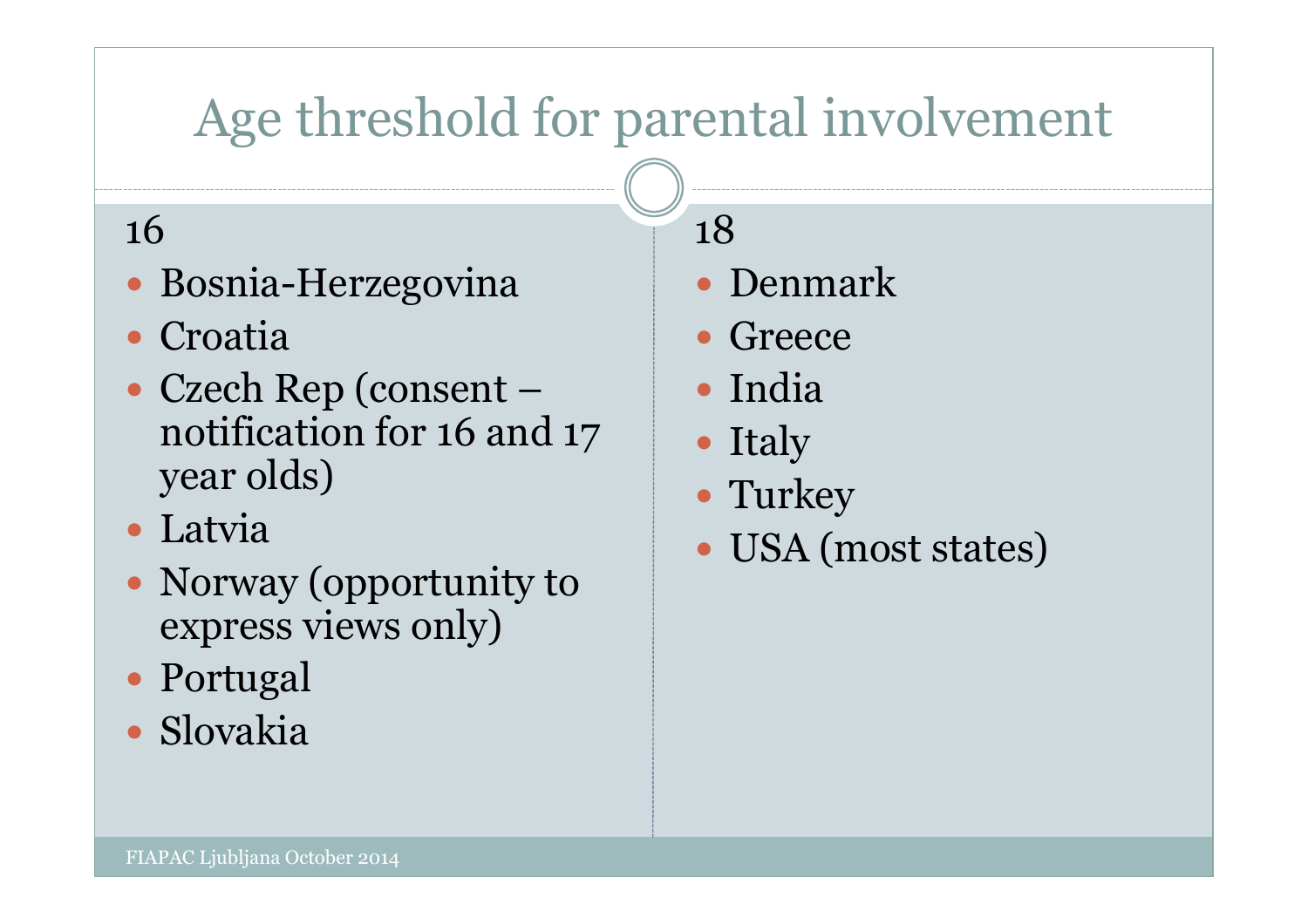# Age threshold for parental involvement

16

- Bosnia-Herzegovina
- Croatia
- Czech Rep (consent – notification for 16 and 17 year olds)
- Latvia
- Norway (opportunity to express views only)
- Portugal
- Slovakia

18

- Denmark
- Greece
- India
- Italy
- Turkey
- USA (most states)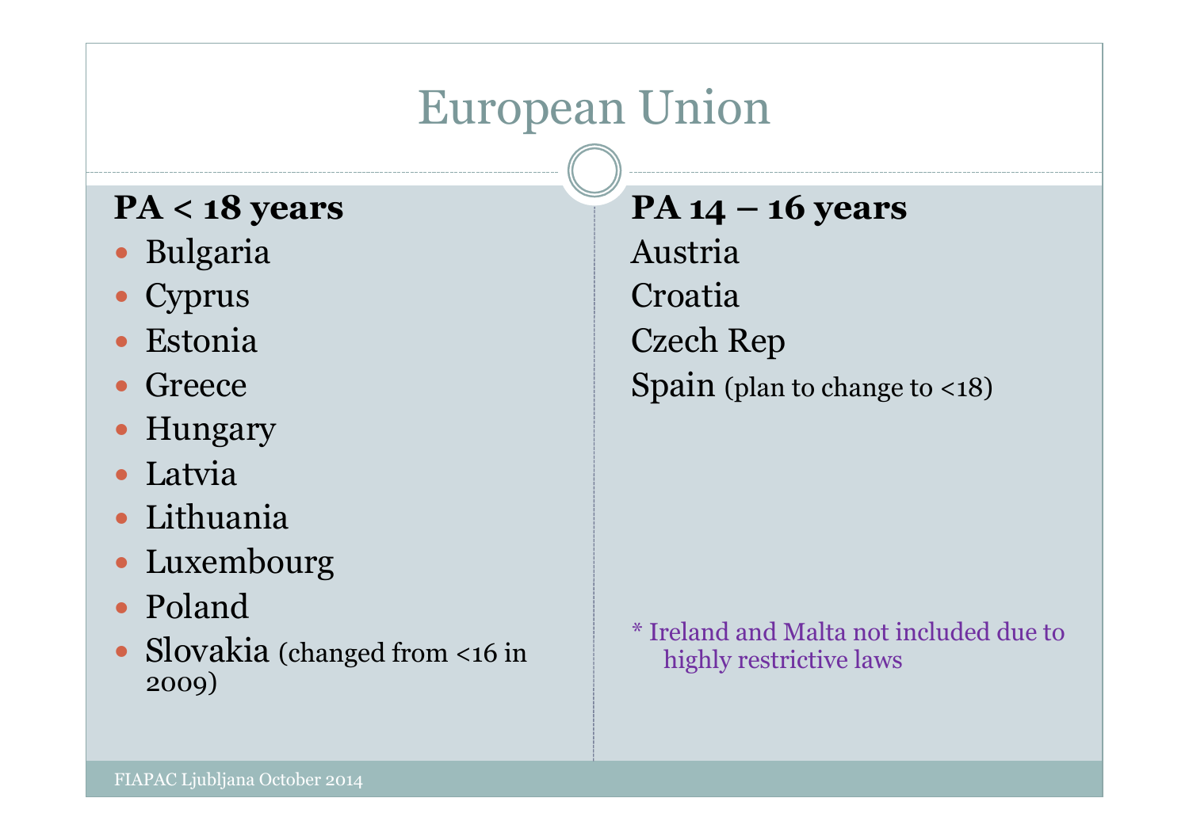# European Union

**PA < 18 years**

- Bulgaria
- Cyprus
- Estonia
- Greece
- Hungary
- Latvia
- Lithuania
- Luxembourg
- Poland
- Slovakia (changed from <16 in 2009)

**PA 14 – 16 years**

Austria

Croatia

Czech Rep

Spain (plan to change to <18)

* Ireland and Malta not included due to highly restrictive laws

FIAPAC Ljubljana October 2014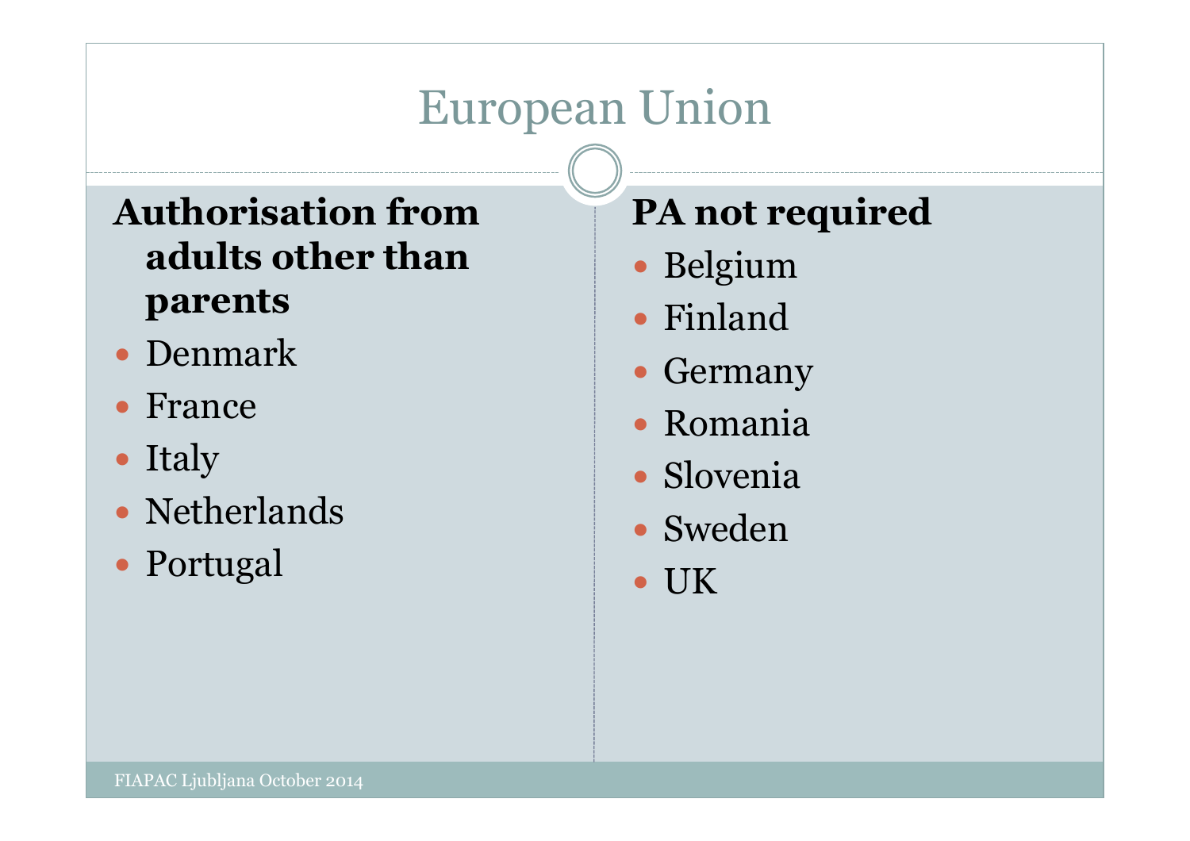# European Union

**Authorisation from adults other than parents**

- Denmark
- France
- Italy
- Netherlands
- Portugal

**PA not required**

- Belgium
- Finland
- Germany
- Romania
- Slovenia
- Sweden
- UK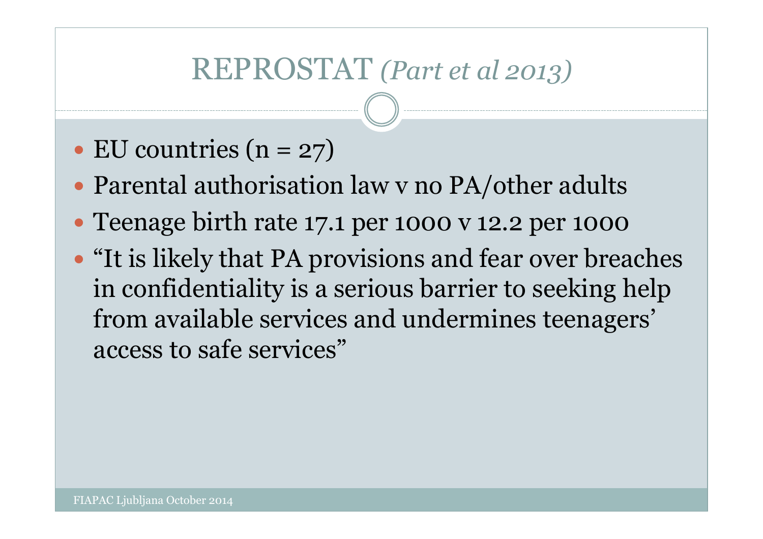# REPROSTAT *(Part et al 2013)*

- EU countries (n = 27)
- Parental authorisation law v no PA/other adults
- Teenage birth rate 17.1 per 1000 v 12.2 per 1000
- “It is likely that PA provisions and fear over breaches in confidentiality is a serious barrier to seeking help from available services and undermines teenagers’ access to safe services”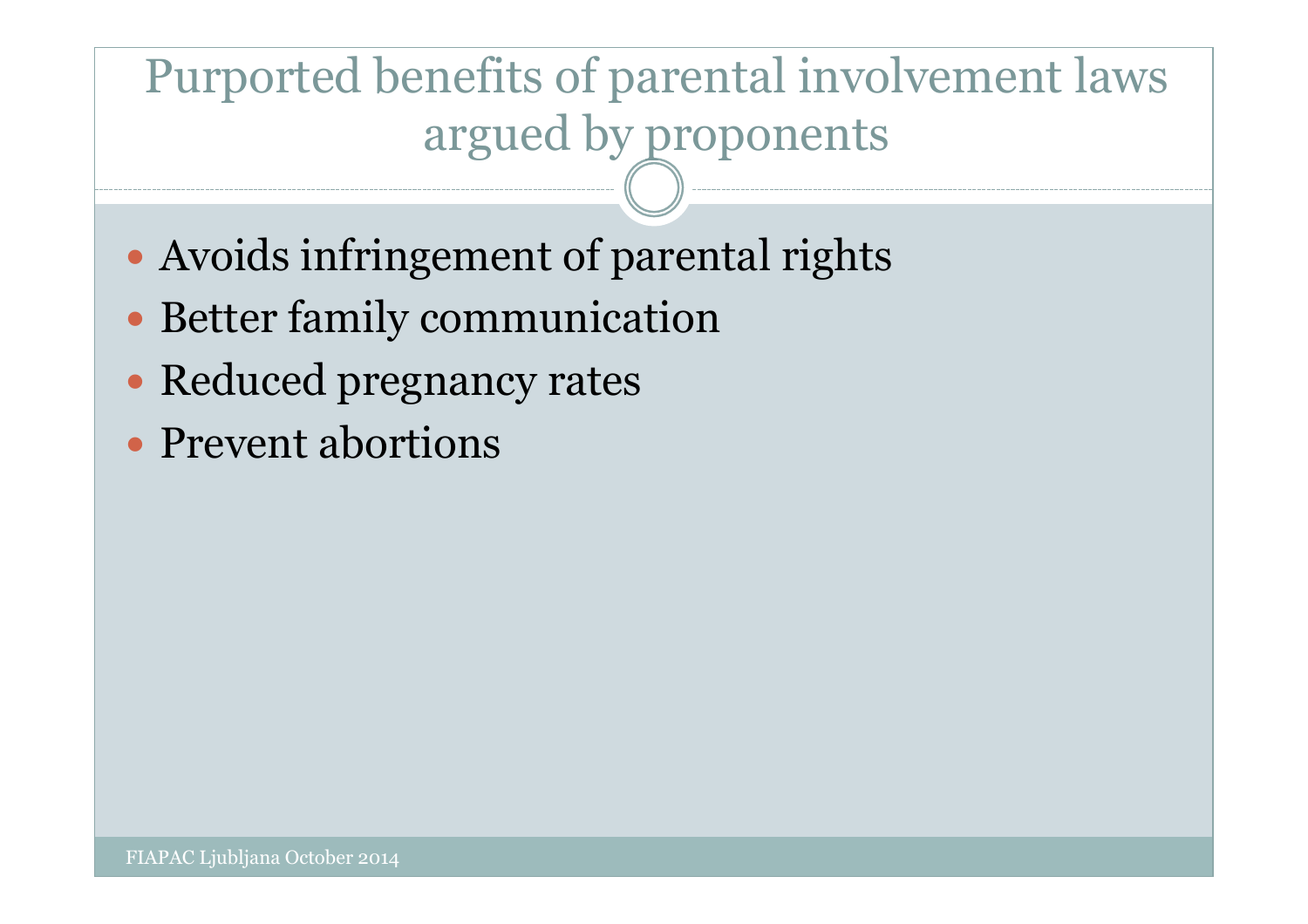# Purported benefits of parental involvement laws argued by proponents

- Avoids infringement of parental rights
- Better family communication
- Reduced pregnancy rates
- Prevent abortions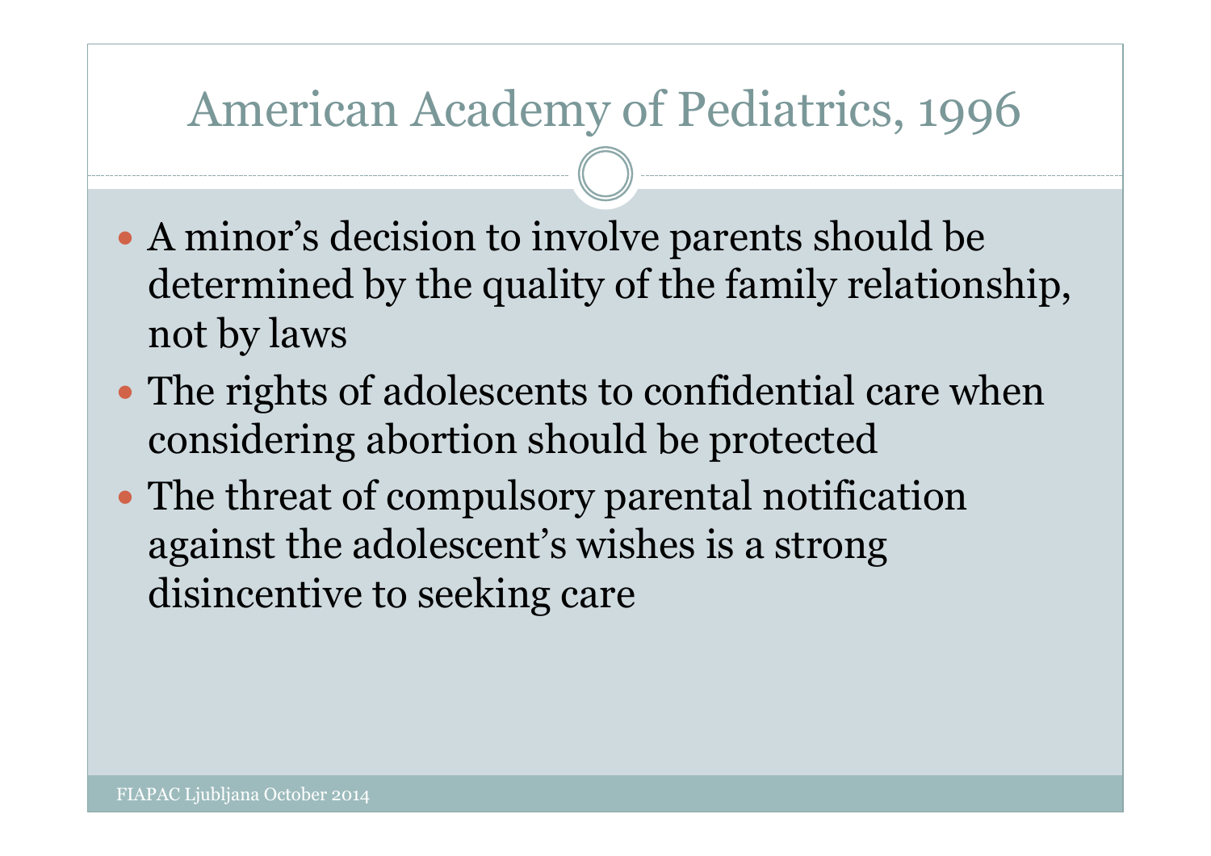# American Academy of Pediatrics, 1996

- A minor's decision to involve parents should be determined by the quality of the family relationship, not by laws
- The rights of adolescents to confidential care when considering abortion should be protected
- The threat of compulsory parental notification against the adolescent's wishes is a strong disincentive to seeking care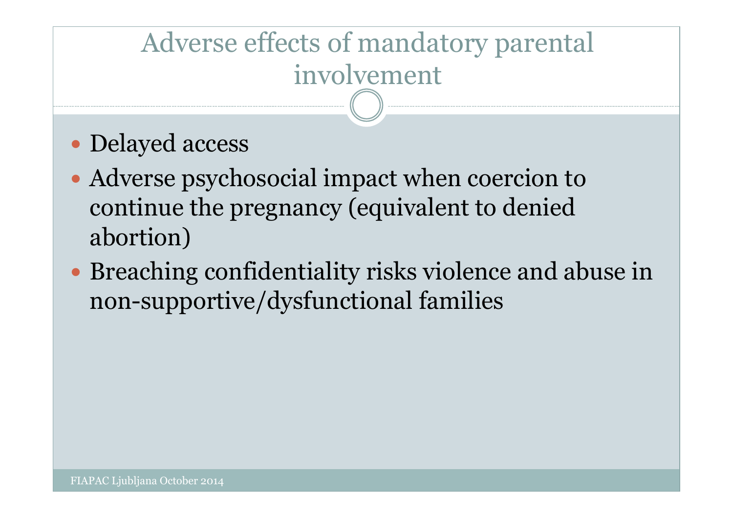# Adverse effects of mandatory parental involvement

- Delayed access
- Adverse psychosocial impact when coercion to continue the pregnancy (equivalent to denied abortion)
- Breaching confidentiality risks violence and abuse in non-supportive/dysfunctional families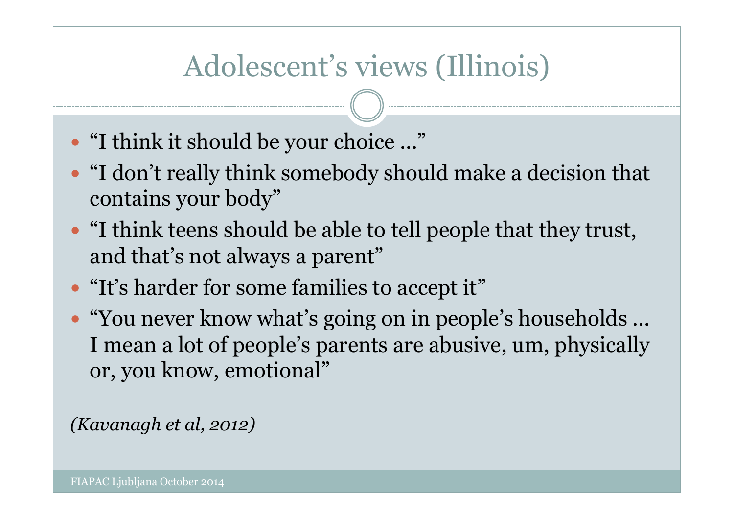# Adolescent's views (Illinois)

- "I think it should be your choice …"
- "I don't really think somebody should make a decision that contains your body"
- "I think teens should be able to tell people that they trust, and that's not always a parent"
- "It's harder for some families to accept it"
- "You never know what's going on in people's households … I mean a lot of people's parents are abusive, um, physically or, you know, emotional"

*(Kavanagh et al, 2012)*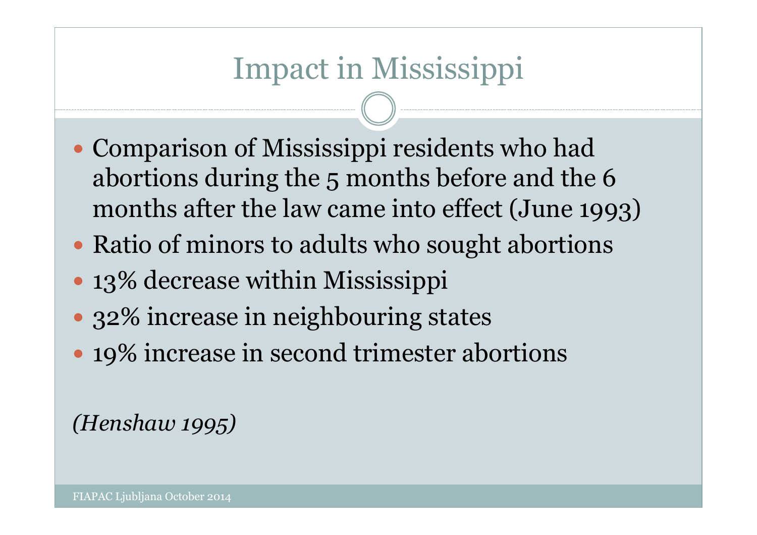# Impact in Mississippi

- Comparison of Mississippi residents who had abortions during the 5 months before and the 6 months after the law came into effect (June 1993)
- Ratio of minors to adults who sought abortions
- 13% decrease within Mississippi
- 32% increase in neighbouring states
- 19% increase in second trimester abortions

*(Henshaw 1995)*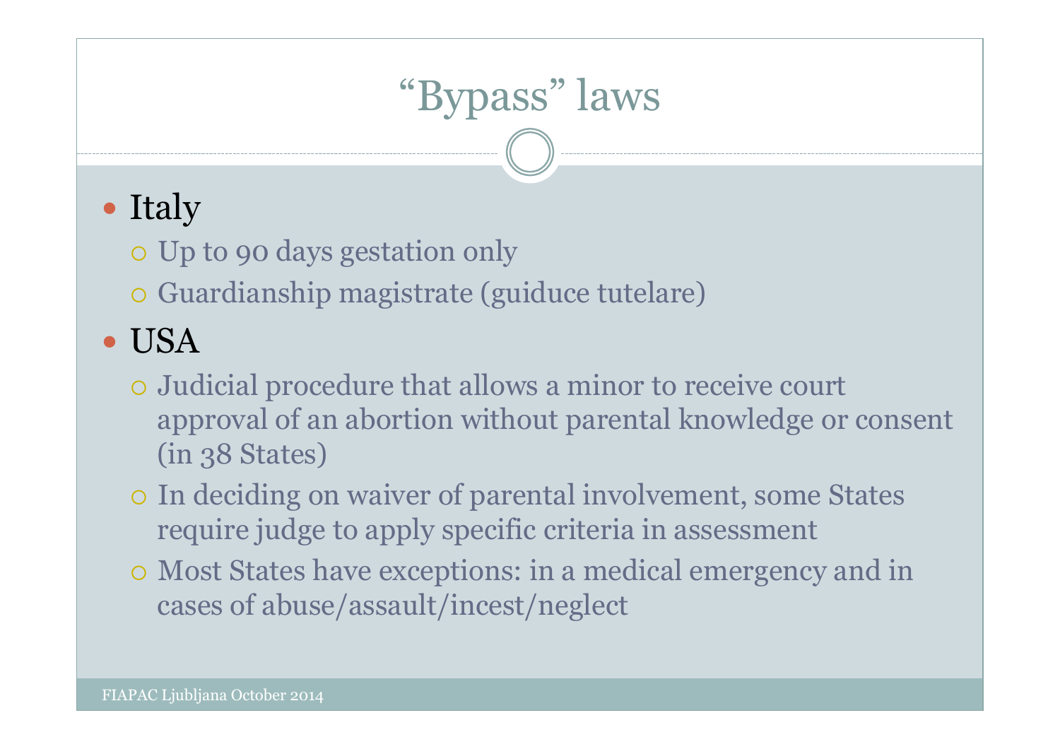# "Bypass" laws

- Italy
  - Up to 90 days gestation only
  - Guardianship magistrate (guiduce tutelare)
- USA
  - Judicial procedure that allows a minor to receive court approval of an abortion without parental knowledge or consent (in 38 States)
  - In deciding on waiver of parental involvement, some States require judge to apply specific criteria in assessment
  - Most States have exceptions: in a medical emergency and in cases of abuse/assault/incest/neglect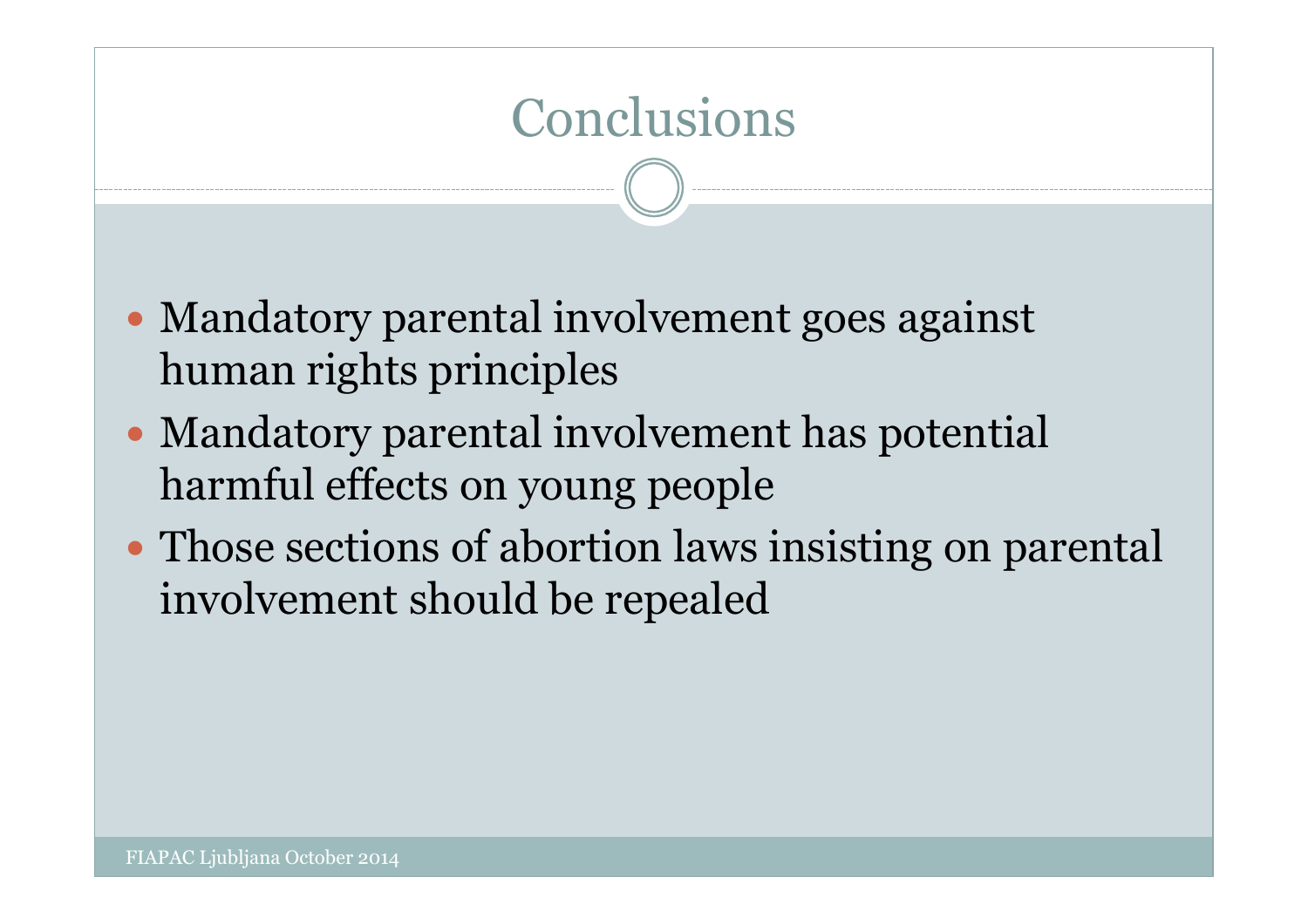# Conclusions

- Mandatory parental involvement goes against human rights principles
- Mandatory parental involvement has potential harmful effects on young people
- Those sections of abortion laws insisting on parental involvement should be repealed